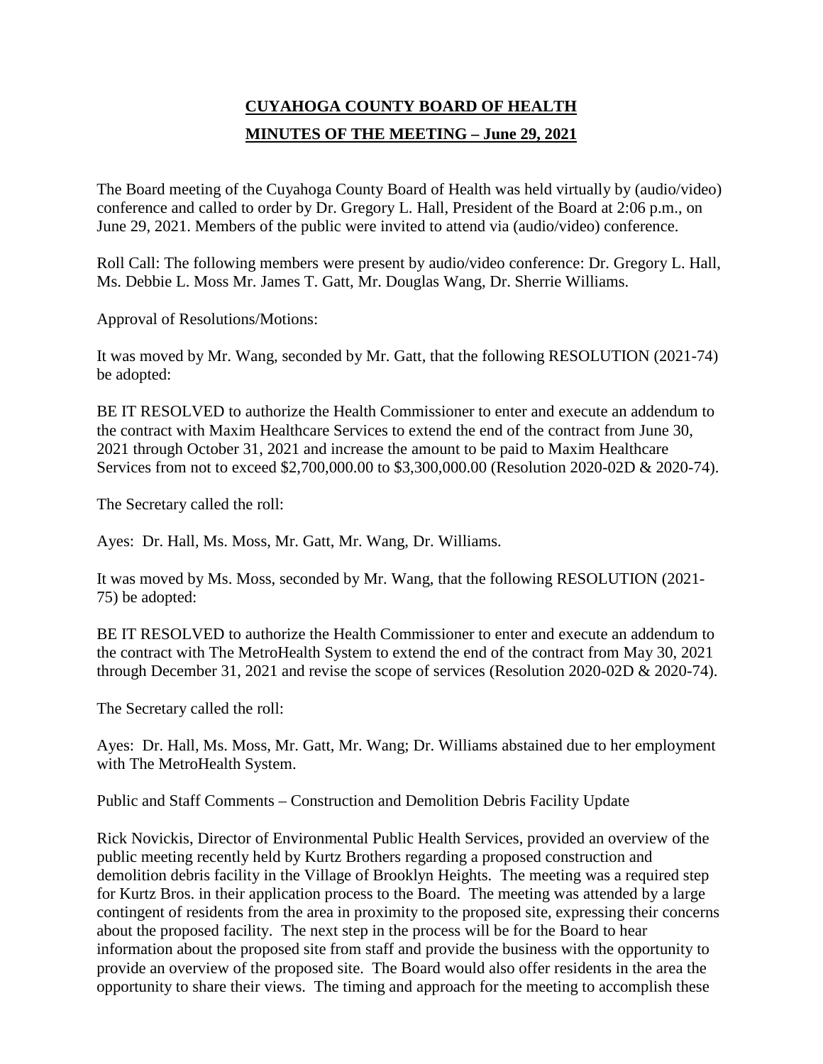# CUYAHOGA COUNTY BOARD OF HEALTH

## MINUTES OF THE MEETING – June 29, 2021

The Board meeting of the Cuyahoga County Board of Health was held virtually by (audio/video) conference and called to order by Dr. Gregory L. Hall, President of the Board at 2:06 p.m., on June 29, 2021. Members of the public were invited to attend via (audio/video) conference.

Roll Call: The following members were present by audio/video conference: Dr. Gregory L. Hall, Ms. Debbie L. Moss Mr. James T. Gatt, Mr. Douglas Wang, Dr. Sherrie Williams.

Approval of Resolutions/Motions:

It was moved by Mr. Wang, seconded by Mr. Gatt, that the following RESOLUTION (2021-74) be adopted:

BE IT RESOLVED to authorize the Health Commissioner to enter and execute an addendum to the contract with Maxim Healthcare Services to extend the end of the contract from June 30, 2021 through October 31, 2021 and increase the amount to be paid to Maxim Healthcare Services from not to exceed $2,700,000.00 to $3,300,000.00 (Resolution 2020-02D & 2020-74).

The Secretary called the roll:

Ayes: Dr. Hall, Ms. Moss, Mr. Gatt, Mr. Wang, Dr. Williams.

It was moved by Ms. Moss, seconded by Mr. Wang, that the following RESOLUTION (2021-75) be adopted:

BE IT RESOLVED to authorize the Health Commissioner to enter and execute an addendum to the contract with The MetroHealth System to extend the end of the contract from May 30, 2021 through December 31, 2021 and revise the scope of services (Resolution 2020-02D & 2020-74).

The Secretary called the roll:

Ayes: Dr. Hall, Ms. Moss, Mr. Gatt, Mr. Wang; Dr. Williams abstained due to her employment with The MetroHealth System.

Public and Staff Comments – Construction and Demolition Debris Facility Update

Rick Novickis, Director of Environmental Public Health Services, provided an overview of the public meeting recently held by Kurtz Brothers regarding a proposed construction and demolition debris facility in the Village of Brooklyn Heights. The meeting was a required step for Kurtz Bros. in their application process to the Board. The meeting was attended by a large contingent of residents from the area in proximity to the proposed site, expressing their concerns about the proposed facility. The next step in the process will be for the Board to hear information about the proposed site from staff and provide the business with the opportunity to provide an overview of the proposed site. The Board would also offer residents in the area the opportunity to share their views. The timing and approach for the meeting to accomplish these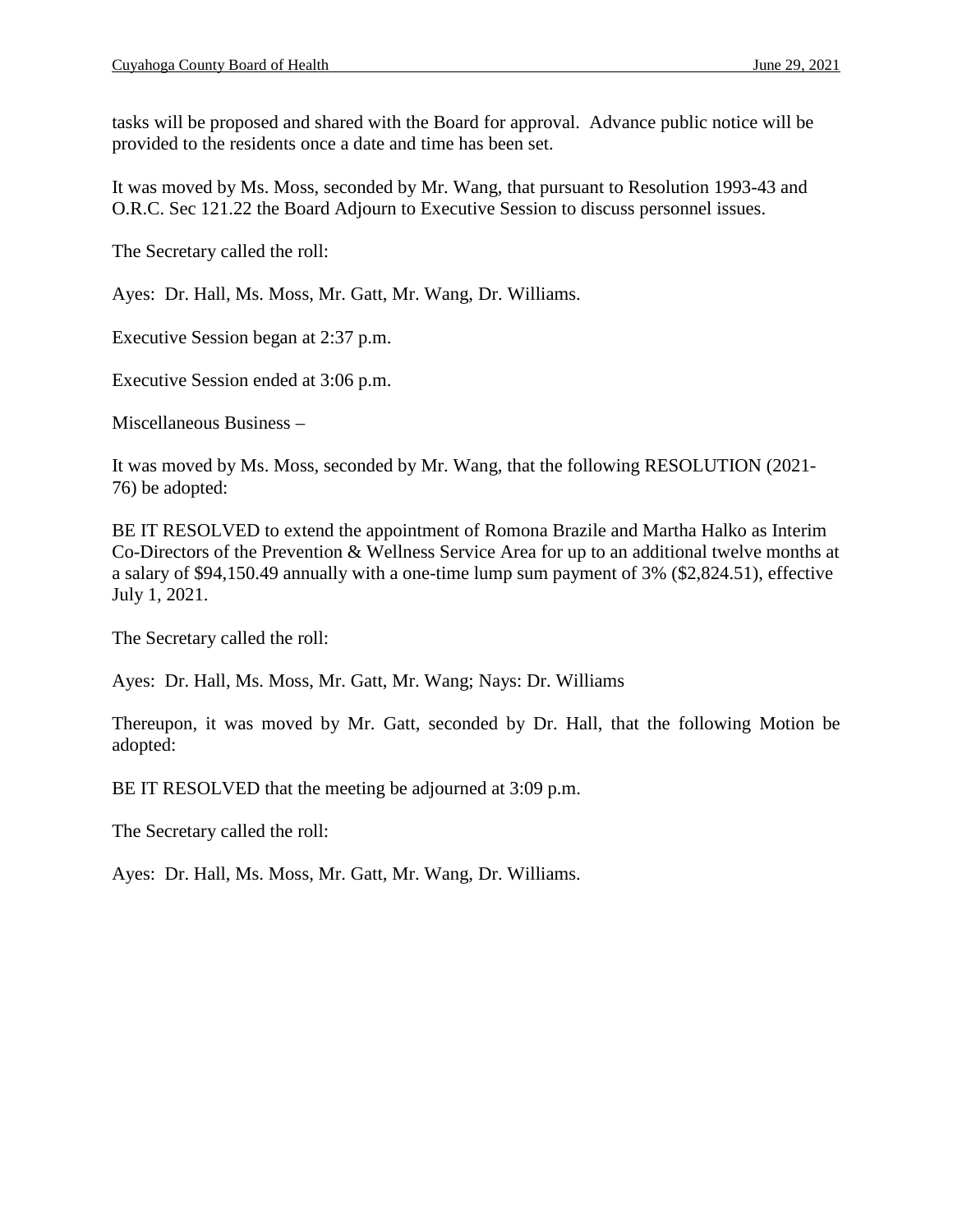tasks will be proposed and shared with the Board for approval. Advance public notice will be provided to the residents once a date and time has been set.

It was moved by Ms. Moss, seconded by Mr. Wang, that pursuant to Resolution 1993-43 and O.R.C. Sec 121.22 the Board Adjourn to Executive Session to discuss personnel issues.

The Secretary called the roll:

Ayes: Dr. Hall, Ms. Moss, Mr. Gatt, Mr. Wang, Dr. Williams.

Executive Session began at 2:37 p.m.

Executive Session ended at 3:06 p.m.

Miscellaneous Business –

It was moved by Ms. Moss, seconded by Mr. Wang, that the following RESOLUTION (2021-76) be adopted:

BE IT RESOLVED to extend the appointment of Romona Brazile and Martha Halko as Interim Co-Directors of the Prevention & Wellness Service Area for up to an additional twelve months at a salary of $94,150.49 annually with a one-time lump sum payment of 3% ($2,824.51), effective July 1, 2021.

The Secretary called the roll:

Ayes: Dr. Hall, Ms. Moss, Mr. Gatt, Mr. Wang; Nays: Dr. Williams

Thereupon, it was moved by Mr. Gatt, seconded by Dr. Hall, that the following Motion be adopted:

BE IT RESOLVED that the meeting be adjourned at 3:09 p.m.

The Secretary called the roll:

Ayes: Dr. Hall, Ms. Moss, Mr. Gatt, Mr. Wang, Dr. Williams.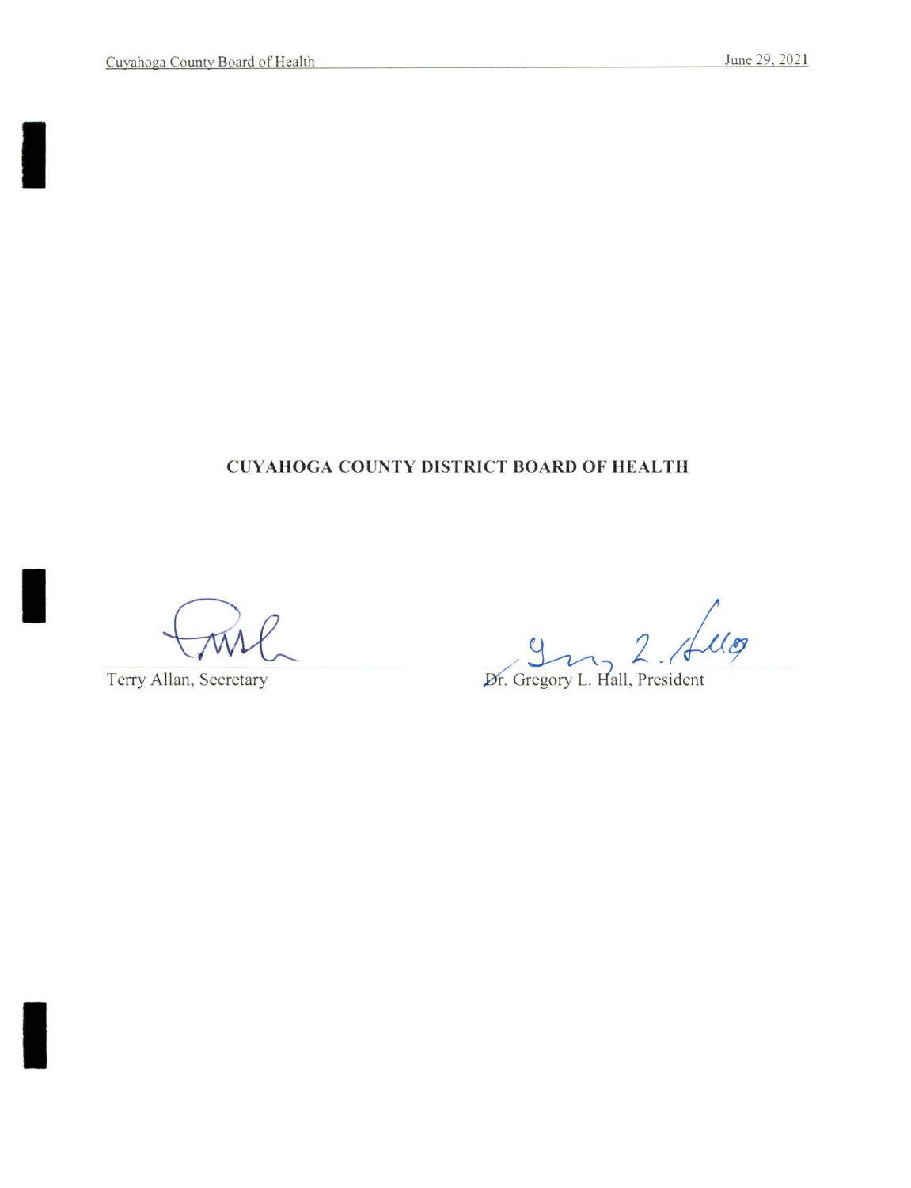**CUYAHOGA COUNTY DISTRICT BOARD OF HEALTH**

Terry Allan, Secretary

Dr. Gregory L. Hall, President